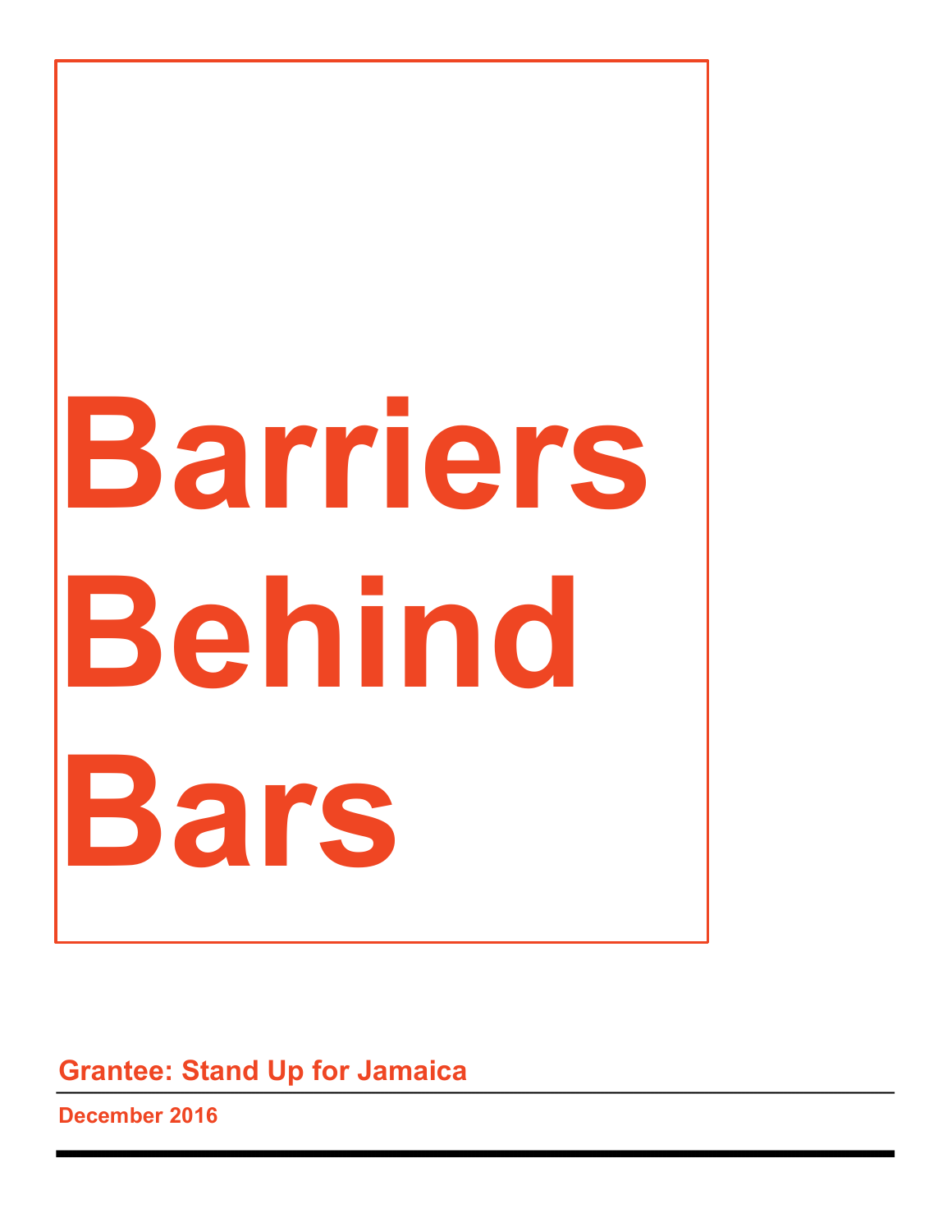# Barriers Behind Bars

**Grantee: Stand Up for Jamaica**

**December 2016**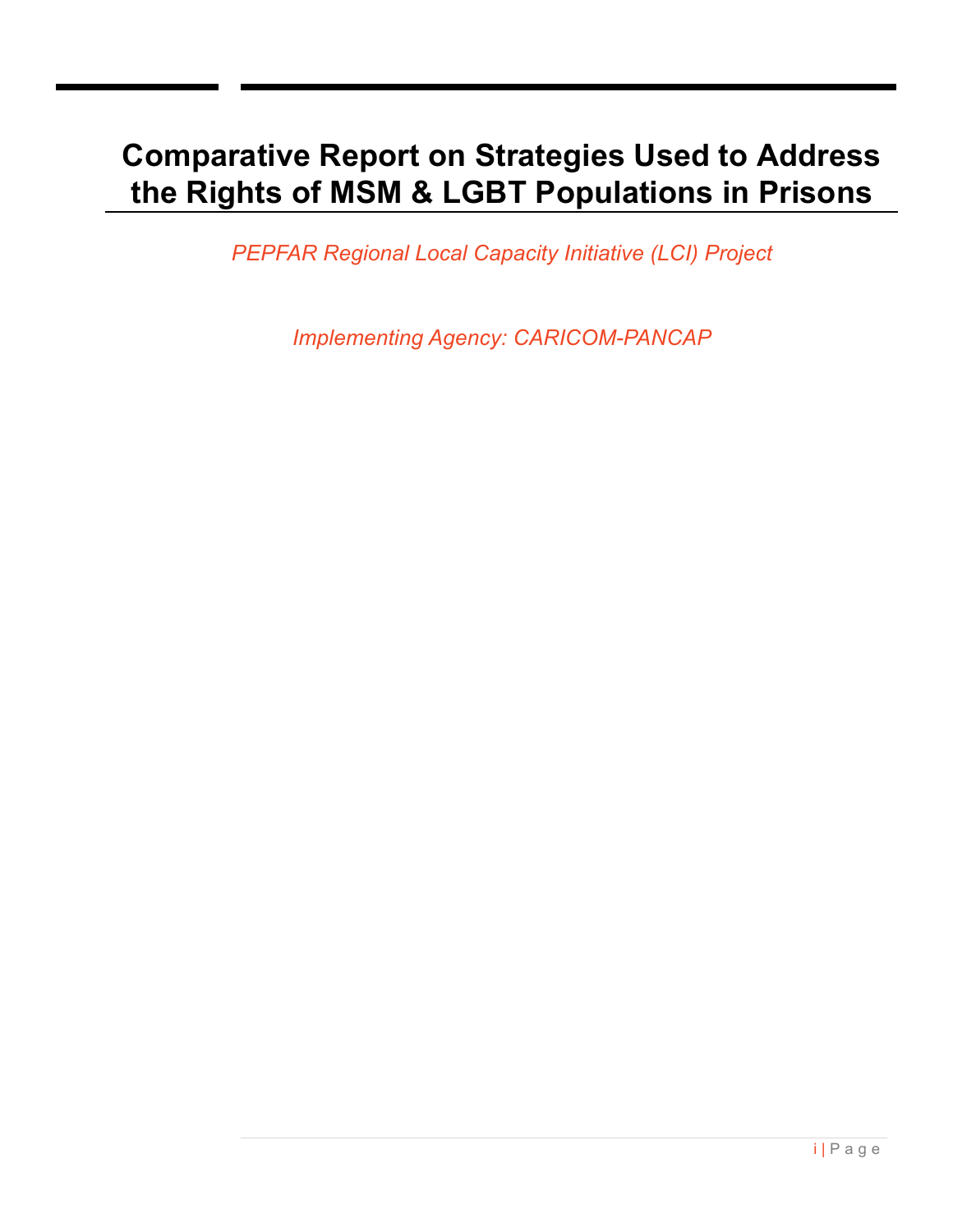# Comparative Report on Strategies Used to Address the Rights of MSM & LGBT Populations in Prisons

*PEPFAR Regional Local Capacity Initiative (LCI) Project*

*Implementing Agency: CARICOM-PANCAP*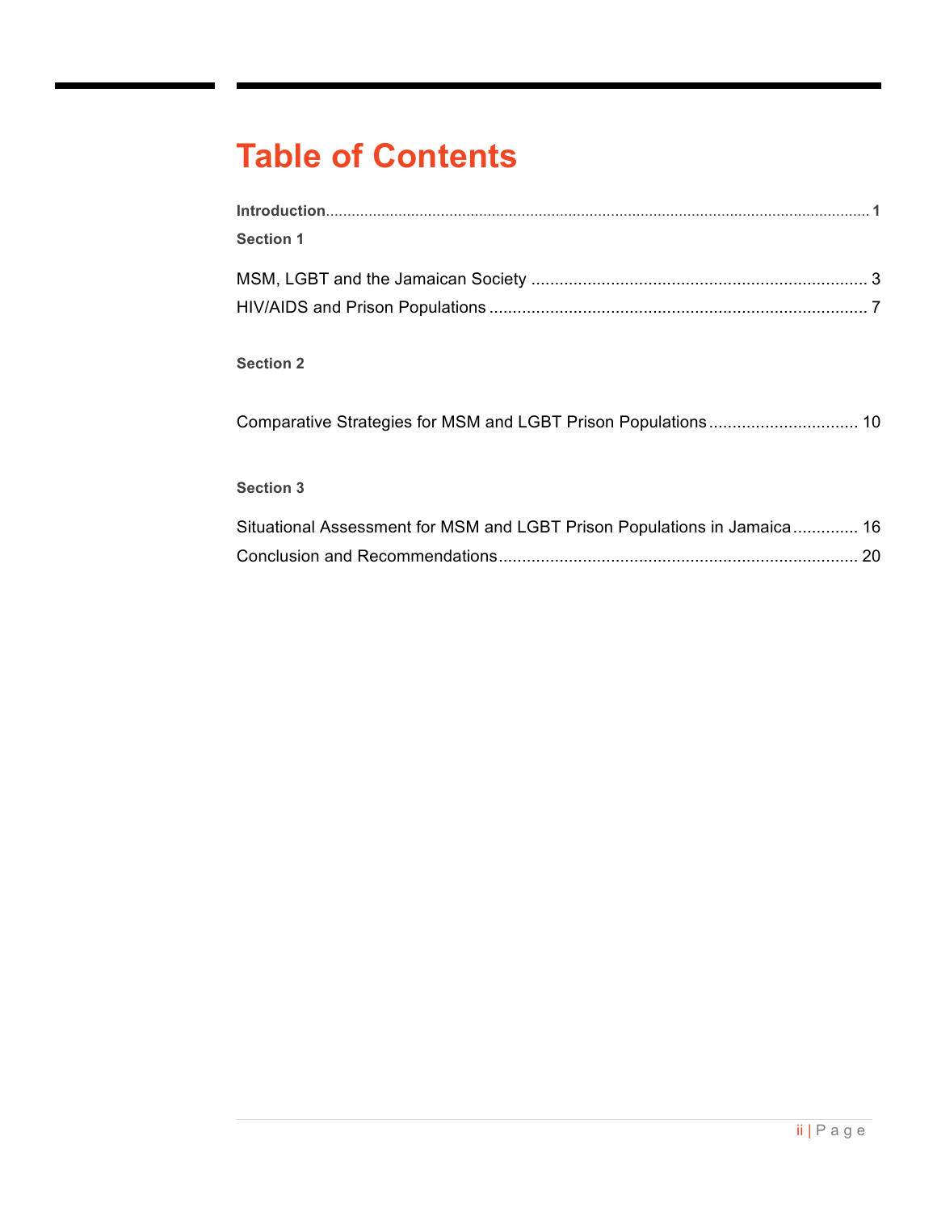# Table of Contents

**Introduction** .......... **1**

**Section 1**

MSM, LGBT and the Jamaican Society .......... 3

HIV/AIDS and Prison Populations .......... 7

**Section 2**

Comparative Strategies for MSM and LGBT Prison Populations .......... 10

**Section 3**

Situational Assessment for MSM and LGBT Prison Populations in Jamaica .......... 16

Conclusion and Recommendations .......... 20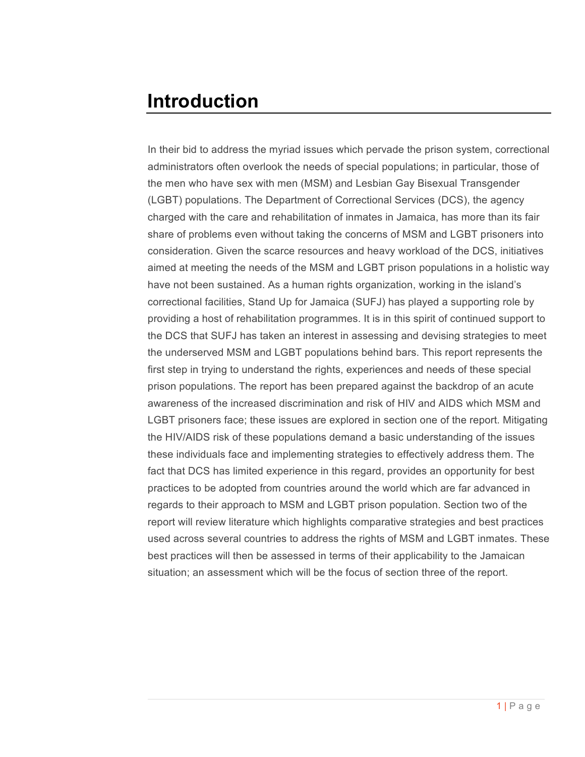# Introduction

In their bid to address the myriad issues which pervade the prison system, correctional administrators often overlook the needs of special populations; in particular, those of the men who have sex with men (MSM) and Lesbian Gay Bisexual Transgender (LGBT) populations. The Department of Correctional Services (DCS), the agency charged with the care and rehabilitation of inmates in Jamaica, has more than its fair share of problems even without taking the concerns of MSM and LGBT prisoners into consideration. Given the scarce resources and heavy workload of the DCS, initiatives aimed at meeting the needs of the MSM and LGBT prison populations in a holistic way have not been sustained. As a human rights organization, working in the island's correctional facilities, Stand Up for Jamaica (SUFJ) has played a supporting role by providing a host of rehabilitation programmes. It is in this spirit of continued support to the DCS that SUFJ has taken an interest in assessing and devising strategies to meet the underserved MSM and LGBT populations behind bars. This report represents the first step in trying to understand the rights, experiences and needs of these special prison populations. The report has been prepared against the backdrop of an acute awareness of the increased discrimination and risk of HIV and AIDS which MSM and LGBT prisoners face; these issues are explored in section one of the report. Mitigating the HIV/AIDS risk of these populations demand a basic understanding of the issues these individuals face and implementing strategies to effectively address them. The fact that DCS has limited experience in this regard, provides an opportunity for best practices to be adopted from countries around the world which are far advanced in regards to their approach to MSM and LGBT prison population. Section two of the report will review literature which highlights comparative strategies and best practices used across several countries to address the rights of MSM and LGBT inmates. These best practices will then be assessed in terms of their applicability to the Jamaican situation; an assessment which will be the focus of section three of the report.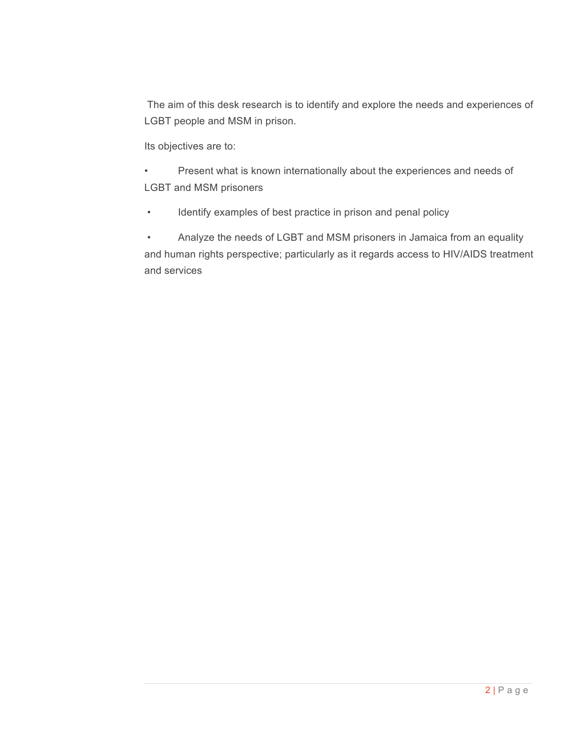The aim of this desk research is to identify and explore the needs and experiences of LGBT people and MSM in prison.

Its objectives are to:

- Present what is known internationally about the experiences and needs of LGBT and MSM prisoners
- Identify examples of best practice in prison and penal policy
- Analyze the needs of LGBT and MSM prisoners in Jamaica from an equality and human rights perspective; particularly as it regards access to HIV/AIDS treatment and services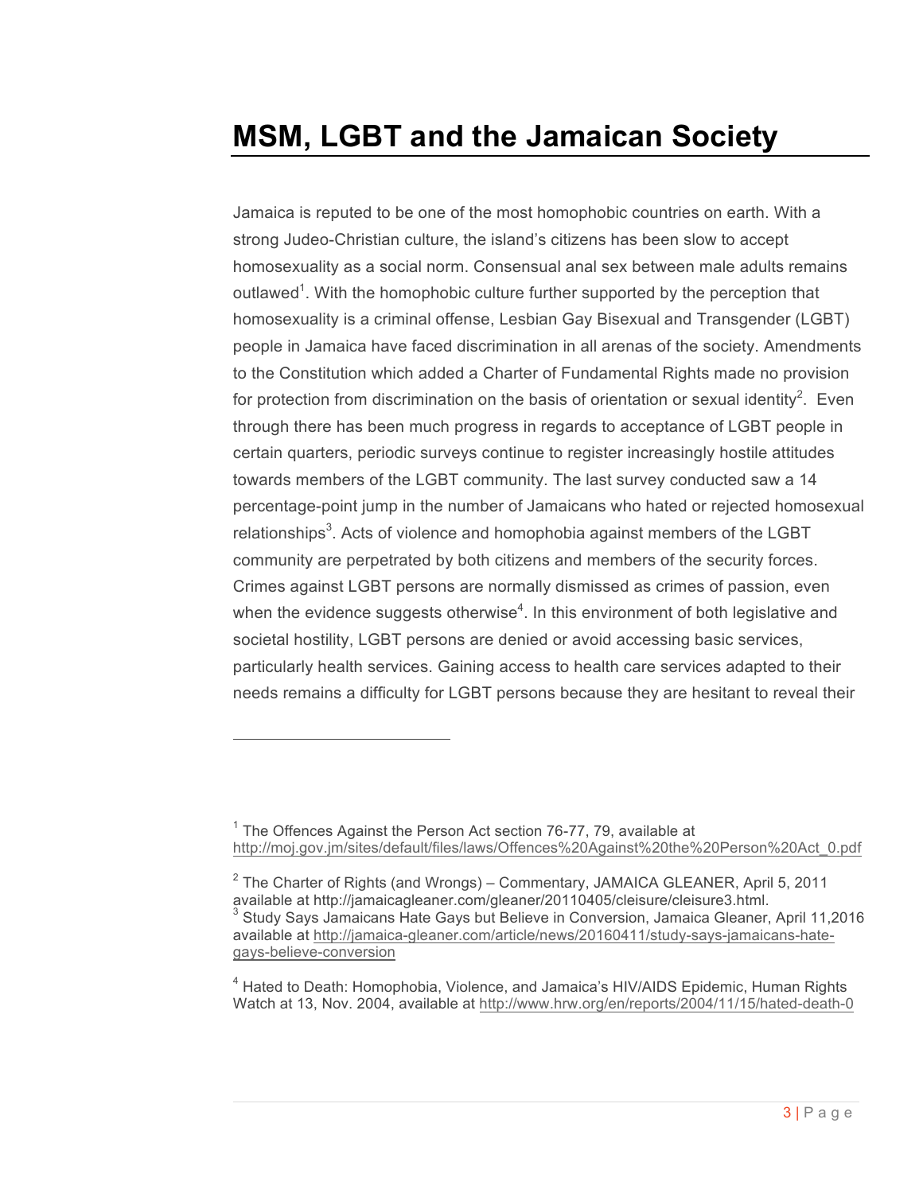# MSM, LGBT and the Jamaican Society

Jamaica is reputed to be one of the most homophobic countries on earth. With a strong Judeo-Christian culture, the island's citizens has been slow to accept homosexuality as a social norm. Consensual anal sex between male adults remains outlawed[1]. With the homophobic culture further supported by the perception that homosexuality is a criminal offense, Lesbian Gay Bisexual and Transgender (LGBT) people in Jamaica have faced discrimination in all arenas of the society. Amendments to the Constitution which added a Charter of Fundamental Rights made no provision for protection from discrimination on the basis of orientation or sexual identity[2]. Even through there has been much progress in regards to acceptance of LGBT people in certain quarters, periodic surveys continue to register increasingly hostile attitudes towards members of the LGBT community. The last survey conducted saw a 14 percentage-point jump in the number of Jamaicans who hated or rejected homosexual relationships[3]. Acts of violence and homophobia against members of the LGBT community are perpetrated by both citizens and members of the security forces. Crimes against LGBT persons are normally dismissed as crimes of passion, even when the evidence suggests otherwise[4]. In this environment of both legislative and societal hostility, LGBT persons are denied or avoid accessing basic services, particularly health services. Gaining access to health care services adapted to their needs remains a difficulty for LGBT persons because they are hesitant to reveal their

---

[1] The Offences Against the Person Act section 76-77, 79, available at http://moj.gov.jm/sites/default/files/laws/Offences%20Against%20the%20Person%20Act_0.pdf

[2] The Charter of Rights (and Wrongs) – Commentary, JAMAICA GLEANER, April 5, 2011 available at http://jamaicagleaner.com/gleaner/20110405/cleisure/cleisure3.html.

[3] Study Says Jamaicans Hate Gays but Believe in Conversion, Jamaica Gleaner, April 11,2016 available at http://jamaica-gleaner.com/article/news/20160411/study-says-jamaicans-hate-gays-believe-conversion

[4] Hated to Death: Homophobia, Violence, and Jamaica's HIV/AIDS Epidemic, Human Rights Watch at 13, Nov. 2004, available at http://www.hrw.org/en/reports/2004/11/15/hated-death-0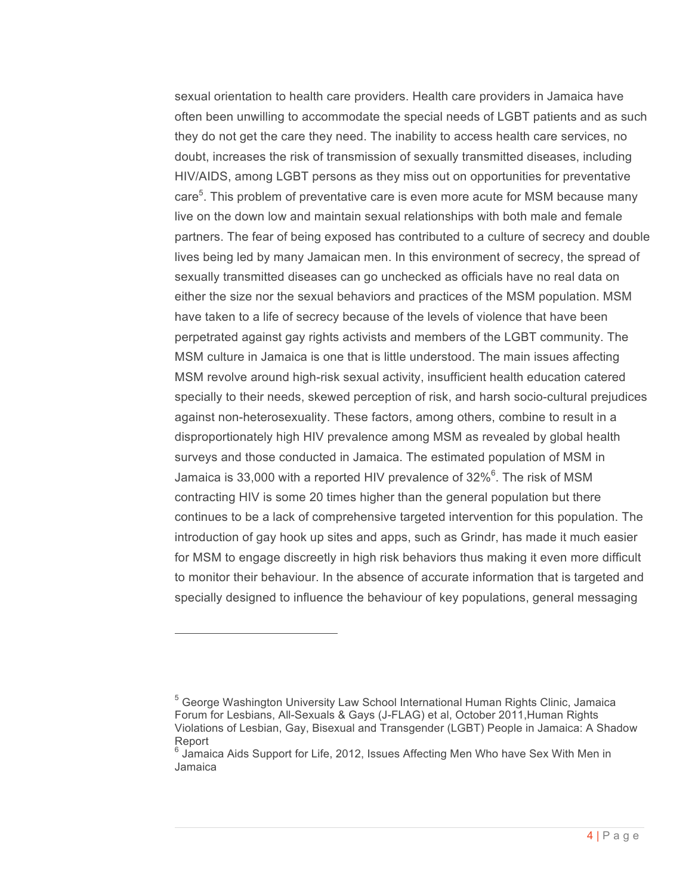sexual orientation to health care providers. Health care providers in Jamaica have often been unwilling to accommodate the special needs of LGBT patients and as such they do not get the care they need. The inability to access health care services, no doubt, increases the risk of transmission of sexually transmitted diseases, including HIV/AIDS, among LGBT persons as they miss out on opportunities for preventative care[5]. This problem of preventative care is even more acute for MSM because many live on the down low and maintain sexual relationships with both male and female partners. The fear of being exposed has contributed to a culture of secrecy and double lives being led by many Jamaican men. In this environment of secrecy, the spread of sexually transmitted diseases can go unchecked as officials have no real data on either the size nor the sexual behaviors and practices of the MSM population. MSM have taken to a life of secrecy because of the levels of violence that have been perpetrated against gay rights activists and members of the LGBT community. The MSM culture in Jamaica is one that is little understood. The main issues affecting MSM revolve around high-risk sexual activity, insufficient health education catered specially to their needs, skewed perception of risk, and harsh socio-cultural prejudices against non-heterosexuality. These factors, among others, combine to result in a disproportionately high HIV prevalence among MSM as revealed by global health surveys and those conducted in Jamaica. The estimated population of MSM in Jamaica is 33,000 with a reported HIV prevalence of 32%[6]. The risk of MSM contracting HIV is some 20 times higher than the general population but there continues to be a lack of comprehensive targeted intervention for this population. The introduction of gay hook up sites and apps, such as Grindr, has made it much easier for MSM to engage discreetly in high risk behaviors thus making it even more difficult to monitor their behaviour. In the absence of accurate information that is targeted and specially designed to influence the behaviour of key populations, general messaging

---

[5] George Washington University Law School International Human Rights Clinic, Jamaica Forum for Lesbians, All-Sexuals & Gays (J-FLAG) et al, October 2011,Human Rights Violations of Lesbian, Gay, Bisexual and Transgender (LGBT) People in Jamaica: A Shadow Report

[6] Jamaica Aids Support for Life, 2012, Issues Affecting Men Who have Sex With Men in Jamaica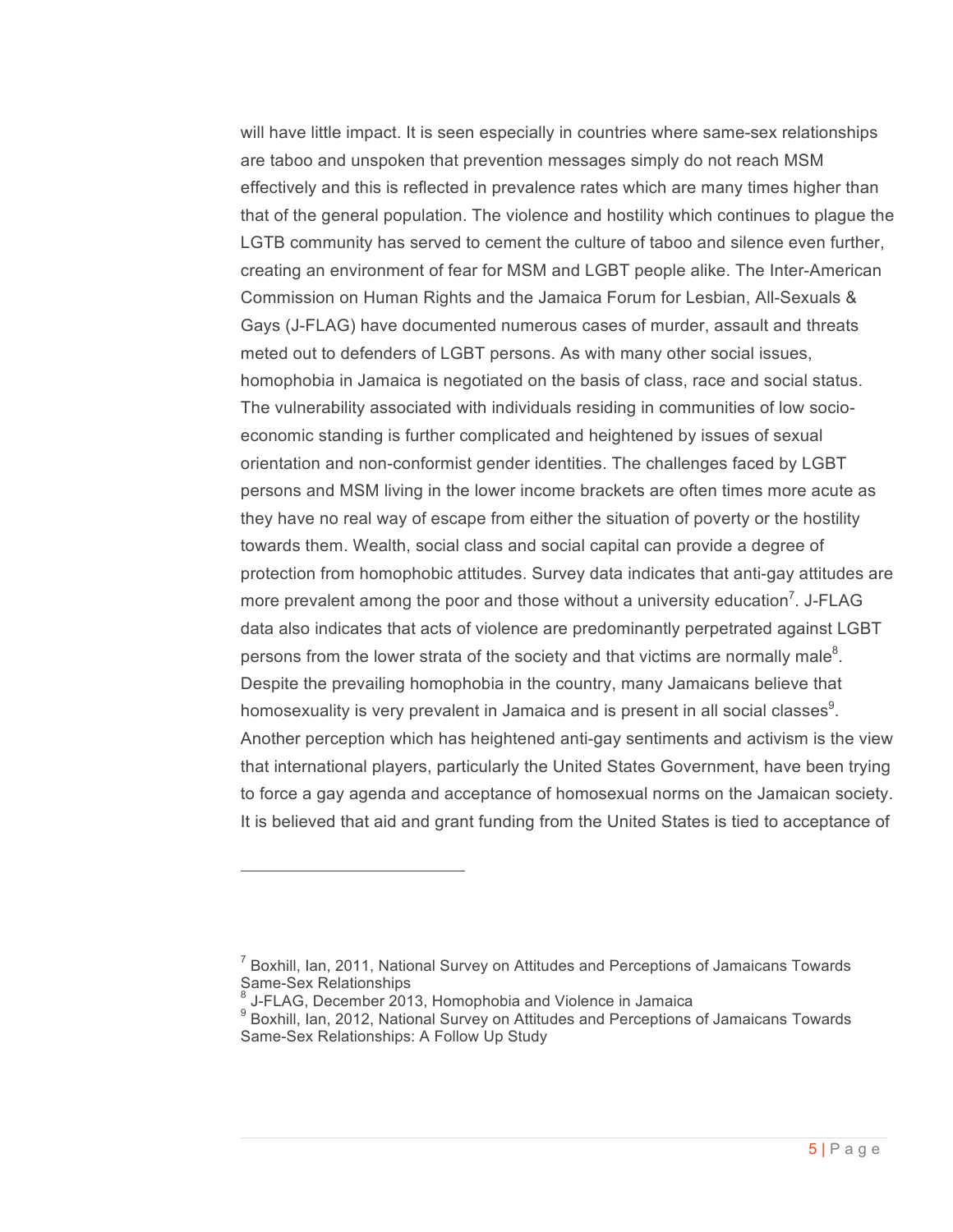will have little impact. It is seen especially in countries where same-sex relationships are taboo and unspoken that prevention messages simply do not reach MSM effectively and this is reflected in prevalence rates which are many times higher than that of the general population. The violence and hostility which continues to plague the LGTB community has served to cement the culture of taboo and silence even further, creating an environment of fear for MSM and LGBT people alike. The Inter-American Commission on Human Rights and the Jamaica Forum for Lesbian, All-Sexuals & Gays (J-FLAG) have documented numerous cases of murder, assault and threats meted out to defenders of LGBT persons. As with many other social issues, homophobia in Jamaica is negotiated on the basis of class, race and social status. The vulnerability associated with individuals residing in communities of low socio-economic standing is further complicated and heightened by issues of sexual orientation and non-conformist gender identities. The challenges faced by LGBT persons and MSM living in the lower income brackets are often times more acute as they have no real way of escape from either the situation of poverty or the hostility towards them. Wealth, social class and social capital can provide a degree of protection from homophobic attitudes. Survey data indicates that anti-gay attitudes are more prevalent among the poor and those without a university education[7]. J-FLAG data also indicates that acts of violence are predominantly perpetrated against LGBT persons from the lower strata of the society and that victims are normally male[8]. Despite the prevailing homophobia in the country, many Jamaicans believe that homosexuality is very prevalent in Jamaica and is present in all social classes[9]. Another perception which has heightened anti-gay sentiments and activism is the view that international players, particularly the United States Government, have been trying to force a gay agenda and acceptance of homosexual norms on the Jamaican society. It is believed that aid and grant funding from the United States is tied to acceptance of

---

[7] Boxhill, Ian, 2011, National Survey on Attitudes and Perceptions of Jamaicans Towards Same-Sex Relationships

[8] J-FLAG, December 2013, Homophobia and Violence in Jamaica

[9] Boxhill, Ian, 2012, National Survey on Attitudes and Perceptions of Jamaicans Towards Same-Sex Relationships: A Follow Up Study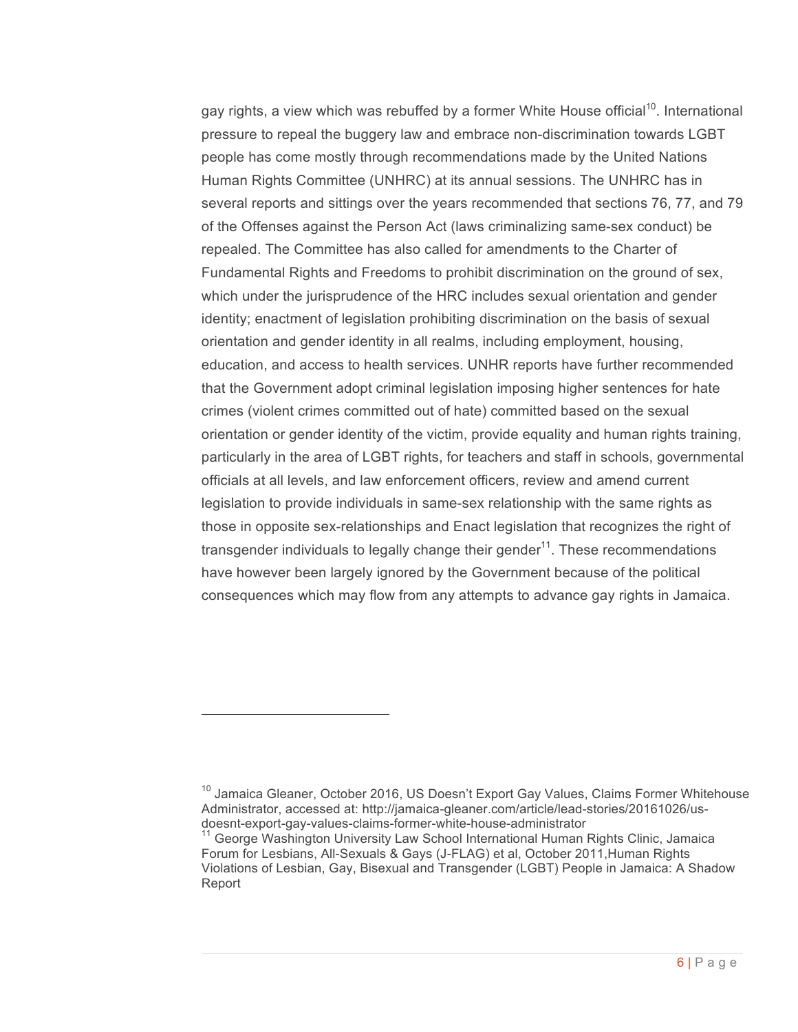gay rights, a view which was rebuffed by a former White House official[10]. International pressure to repeal the buggery law and embrace non-discrimination towards LGBT people has come mostly through recommendations made by the United Nations Human Rights Committee (UNHRC) at its annual sessions. The UNHRC has in several reports and sittings over the years recommended that sections 76, 77, and 79 of the Offenses against the Person Act (laws criminalizing same-sex conduct) be repealed. The Committee has also called for amendments to the Charter of Fundamental Rights and Freedoms to prohibit discrimination on the ground of sex, which under the jurisprudence of the HRC includes sexual orientation and gender identity; enactment of legislation prohibiting discrimination on the basis of sexual orientation and gender identity in all realms, including employment, housing, education, and access to health services. UNHR reports have further recommended that the Government adopt criminal legislation imposing higher sentences for hate crimes (violent crimes committed out of hate) committed based on the sexual orientation or gender identity of the victim, provide equality and human rights training, particularly in the area of LGBT rights, for teachers and staff in schools, governmental officials at all levels, and law enforcement officers, review and amend current legislation to provide individuals in same-sex relationship with the same rights as those in opposite sex-relationships and Enact legislation that recognizes the right of transgender individuals to legally change their gender[11]. These recommendations have however been largely ignored by the Government because of the political consequences which may flow from any attempts to advance gay rights in Jamaica.

---

[10] Jamaica Gleaner, October 2016, US Doesn't Export Gay Values, Claims Former Whitehouse Administrator, accessed at: http://jamaica-gleaner.com/article/lead-stories/20161026/us-doesnt-export-gay-values-claims-former-white-house-administrator

[11] George Washington University Law School International Human Rights Clinic, Jamaica Forum for Lesbians, All-Sexuals & Gays (J-FLAG) et al, October 2011,Human Rights Violations of Lesbian, Gay, Bisexual and Transgender (LGBT) People in Jamaica: A Shadow Report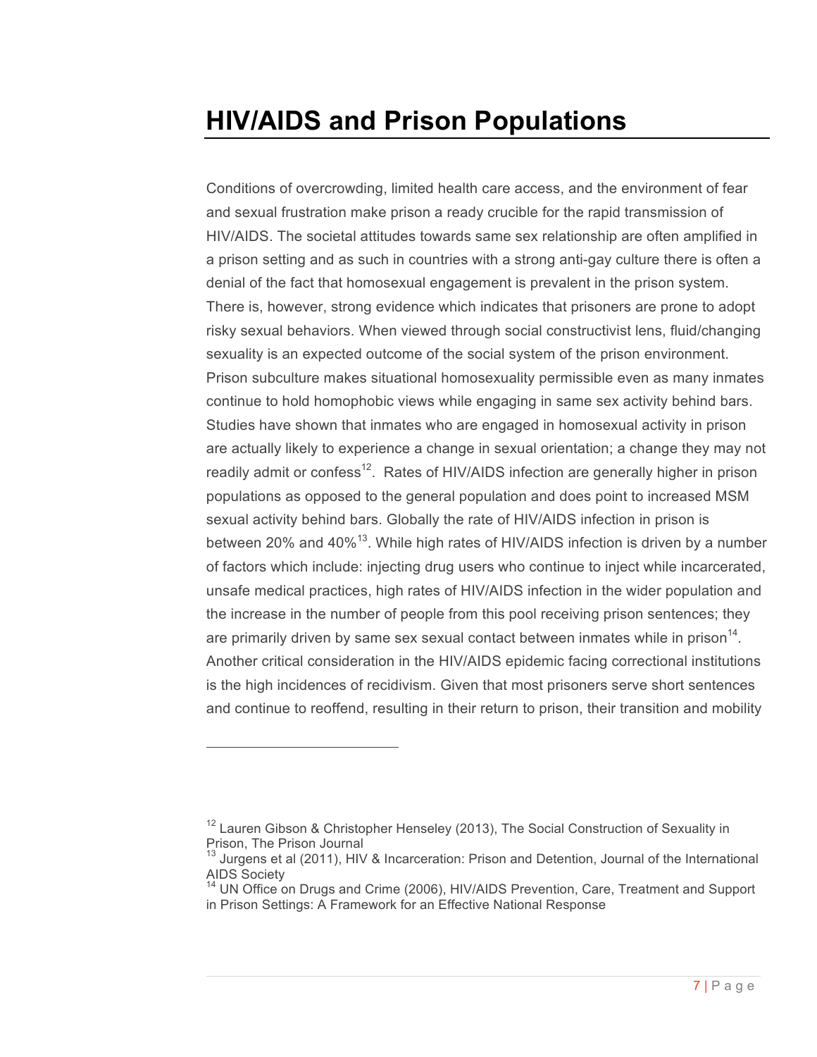# HIV/AIDS and Prison Populations

Conditions of overcrowding, limited health care access, and the environment of fear and sexual frustration make prison a ready crucible for the rapid transmission of HIV/AIDS. The societal attitudes towards same sex relationship are often amplified in a prison setting and as such in countries with a strong anti-gay culture there is often a denial of the fact that homosexual engagement is prevalent in the prison system. There is, however, strong evidence which indicates that prisoners are prone to adopt risky sexual behaviors. When viewed through social constructivist lens, fluid/changing sexuality is an expected outcome of the social system of the prison environment. Prison subculture makes situational homosexuality permissible even as many inmates continue to hold homophobic views while engaging in same sex activity behind bars. Studies have shown that inmates who are engaged in homosexual activity in prison are actually likely to experience a change in sexual orientation; a change they may not readily admit or confess[12]. Rates of HIV/AIDS infection are generally higher in prison populations as opposed to the general population and does point to increased MSM sexual activity behind bars. Globally the rate of HIV/AIDS infection in prison is between 20% and 40%[13]. While high rates of HIV/AIDS infection is driven by a number of factors which include: injecting drug users who continue to inject while incarcerated, unsafe medical practices, high rates of HIV/AIDS infection in the wider population and the increase in the number of people from this pool receiving prison sentences; they are primarily driven by same sex sexual contact between inmates while in prison[14]. Another critical consideration in the HIV/AIDS epidemic facing correctional institutions is the high incidences of recidivism. Given that most prisoners serve short sentences and continue to reoffend, resulting in their return to prison, their transition and mobility

---

[12] Lauren Gibson & Christopher Henseley (2013), The Social Construction of Sexuality in Prison, The Prison Journal

[13] Jurgens et al (2011), HIV & Incarceration: Prison and Detention, Journal of the International AIDS Society

[14] UN Office on Drugs and Crime (2006), HIV/AIDS Prevention, Care, Treatment and Support in Prison Settings: A Framework for an Effective National Response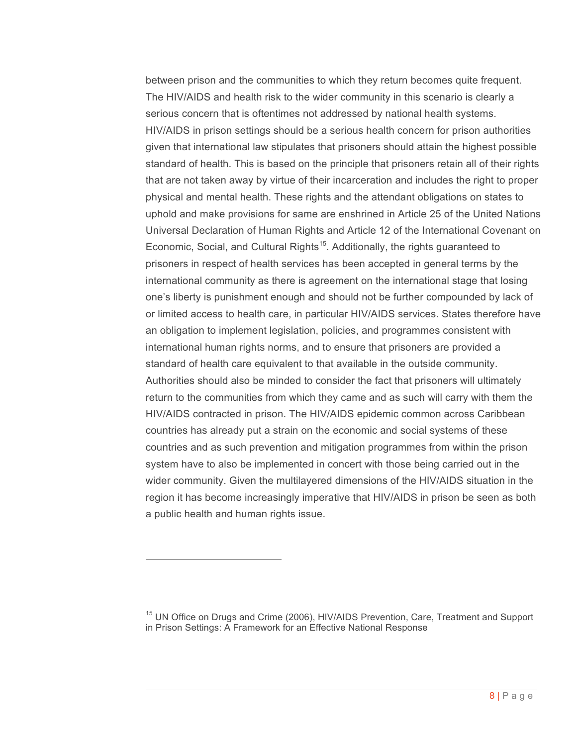between prison and the communities to which they return becomes quite frequent. The HIV/AIDS and health risk to the wider community in this scenario is clearly a serious concern that is oftentimes not addressed by national health systems. HIV/AIDS in prison settings should be a serious health concern for prison authorities given that international law stipulates that prisoners should attain the highest possible standard of health. This is based on the principle that prisoners retain all of their rights that are not taken away by virtue of their incarceration and includes the right to proper physical and mental health. These rights and the attendant obligations on states to uphold and make provisions for same are enshrined in Article 25 of the United Nations Universal Declaration of Human Rights and Article 12 of the International Covenant on Economic, Social, and Cultural Rights[15]. Additionally, the rights guaranteed to prisoners in respect of health services has been accepted in general terms by the international community as there is agreement on the international stage that losing one's liberty is punishment enough and should not be further compounded by lack of or limited access to health care, in particular HIV/AIDS services. States therefore have an obligation to implement legislation, policies, and programmes consistent with international human rights norms, and to ensure that prisoners are provided a standard of health care equivalent to that available in the outside community. Authorities should also be minded to consider the fact that prisoners will ultimately return to the communities from which they came and as such will carry with them the HIV/AIDS contracted in prison. The HIV/AIDS epidemic common across Caribbean countries has already put a strain on the economic and social systems of these countries and as such prevention and mitigation programmes from within the prison system have to also be implemented in concert with those being carried out in the wider community. Given the multilayered dimensions of the HIV/AIDS situation in the region it has become increasingly imperative that HIV/AIDS in prison be seen as both a public health and human rights issue.

---

[15] UN Office on Drugs and Crime (2006), HIV/AIDS Prevention, Care, Treatment and Support in Prison Settings: A Framework for an Effective National Response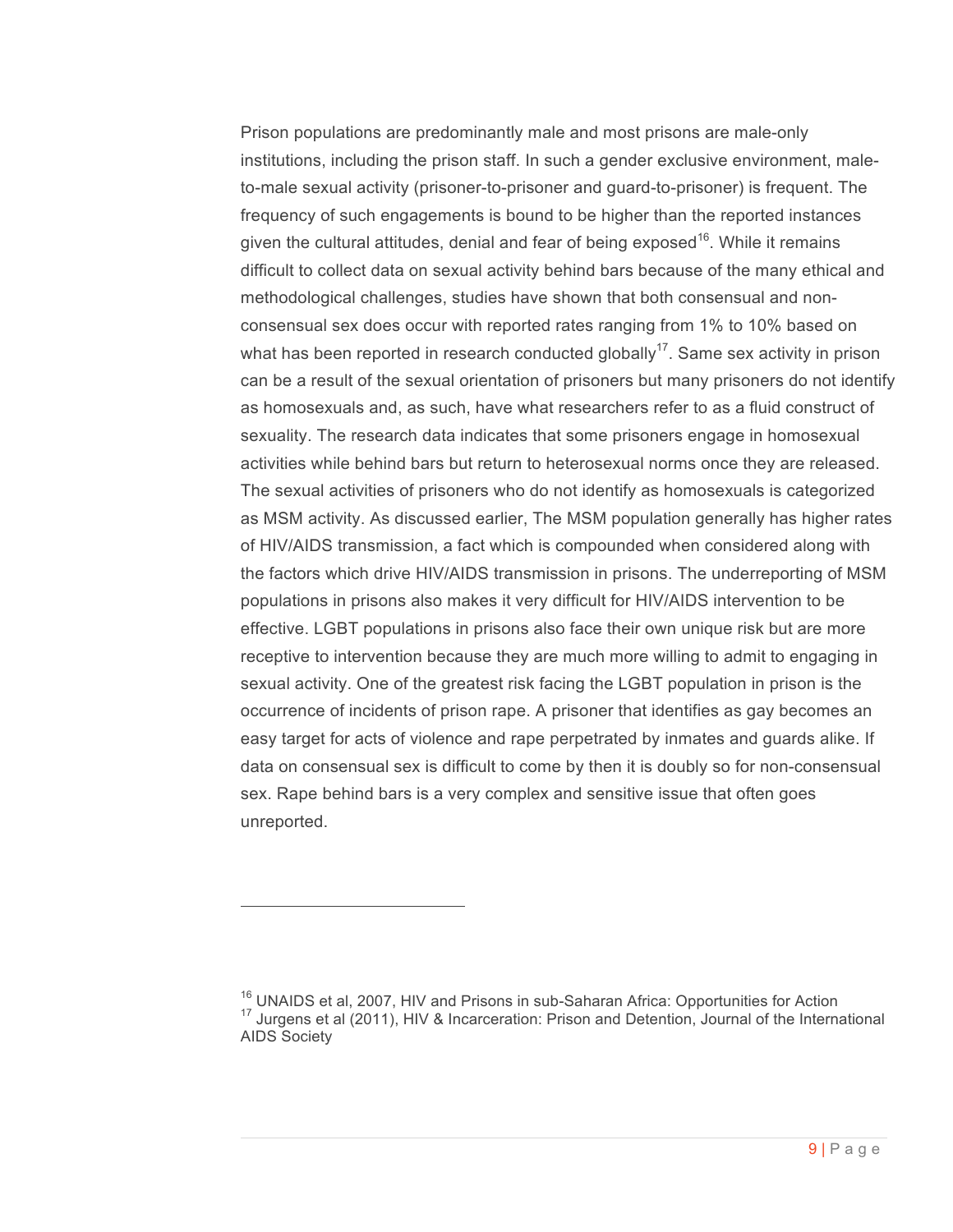Prison populations are predominantly male and most prisons are male-only institutions, including the prison staff. In such a gender exclusive environment, male-to-male sexual activity (prisoner-to-prisoner and guard-to-prisoner) is frequent. The frequency of such engagements is bound to be higher than the reported instances given the cultural attitudes, denial and fear of being exposed[16]. While it remains difficult to collect data on sexual activity behind bars because of the many ethical and methodological challenges, studies have shown that both consensual and non-consensual sex does occur with reported rates ranging from 1% to 10% based on what has been reported in research conducted globally[17]. Same sex activity in prison can be a result of the sexual orientation of prisoners but many prisoners do not identify as homosexuals and, as such, have what researchers refer to as a fluid construct of sexuality. The research data indicates that some prisoners engage in homosexual activities while behind bars but return to heterosexual norms once they are released. The sexual activities of prisoners who do not identify as homosexuals is categorized as MSM activity. As discussed earlier, The MSM population generally has higher rates of HIV/AIDS transmission, a fact which is compounded when considered along with the factors which drive HIV/AIDS transmission in prisons. The underreporting of MSM populations in prisons also makes it very difficult for HIV/AIDS intervention to be effective. LGBT populations in prisons also face their own unique risk but are more receptive to intervention because they are much more willing to admit to engaging in sexual activity. One of the greatest risk facing the LGBT population in prison is the occurrence of incidents of prison rape. A prisoner that identifies as gay becomes an easy target for acts of violence and rape perpetrated by inmates and guards alike. If data on consensual sex is difficult to come by then it is doubly so for non-consensual sex. Rape behind bars is a very complex and sensitive issue that often goes unreported.

---

[16] UNAIDS et al, 2007, HIV and Prisons in sub-Saharan Africa: Opportunities for Action

[17] Jurgens et al (2011), HIV & Incarceration: Prison and Detention, Journal of the International AIDS Society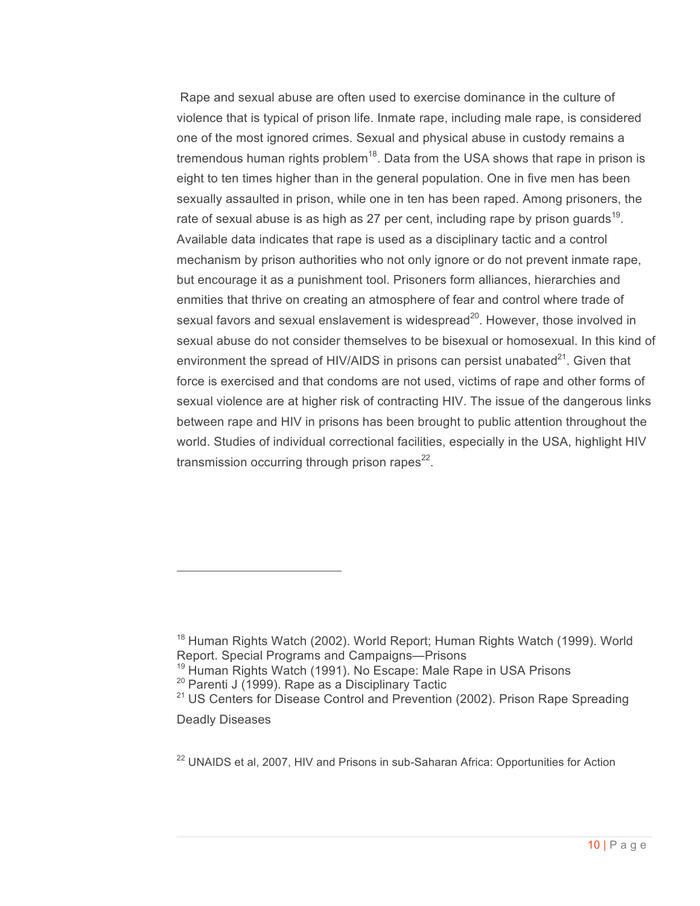Rape and sexual abuse are often used to exercise dominance in the culture of violence that is typical of prison life. Inmate rape, including male rape, is considered one of the most ignored crimes. Sexual and physical abuse in custody remains a tremendous human rights problem[18]. Data from the USA shows that rape in prison is eight to ten times higher than in the general population. One in five men has been sexually assaulted in prison, while one in ten has been raped. Among prisoners, the rate of sexual abuse is as high as 27 per cent, including rape by prison guards[19]. Available data indicates that rape is used as a disciplinary tactic and a control mechanism by prison authorities who not only ignore or do not prevent inmate rape, but encourage it as a punishment tool. Prisoners form alliances, hierarchies and enmities that thrive on creating an atmosphere of fear and control where trade of sexual favors and sexual enslavement is widespread[20]. However, those involved in sexual abuse do not consider themselves to be bisexual or homosexual. In this kind of environment the spread of HIV/AIDS in prisons can persist unabated[21]. Given that force is exercised and that condoms are not used, victims of rape and other forms of sexual violence are at higher risk of contracting HIV. The issue of the dangerous links between rape and HIV in prisons has been brought to public attention throughout the world. Studies of individual correctional facilities, especially in the USA, highlight HIV transmission occurring through prison rapes[22].

---

[18] Human Rights Watch (2002). World Report; Human Rights Watch (1999). World Report. Special Programs and Campaigns—Prisons

[19] Human Rights Watch (1991). No Escape: Male Rape in USA Prisons

[20] Parenti J (1999). Rape as a Disciplinary Tactic

[21] US Centers for Disease Control and Prevention (2002). Prison Rape Spreading Deadly Diseases

[22] UNAIDS et al, 2007, HIV and Prisons in sub-Saharan Africa: Opportunities for Action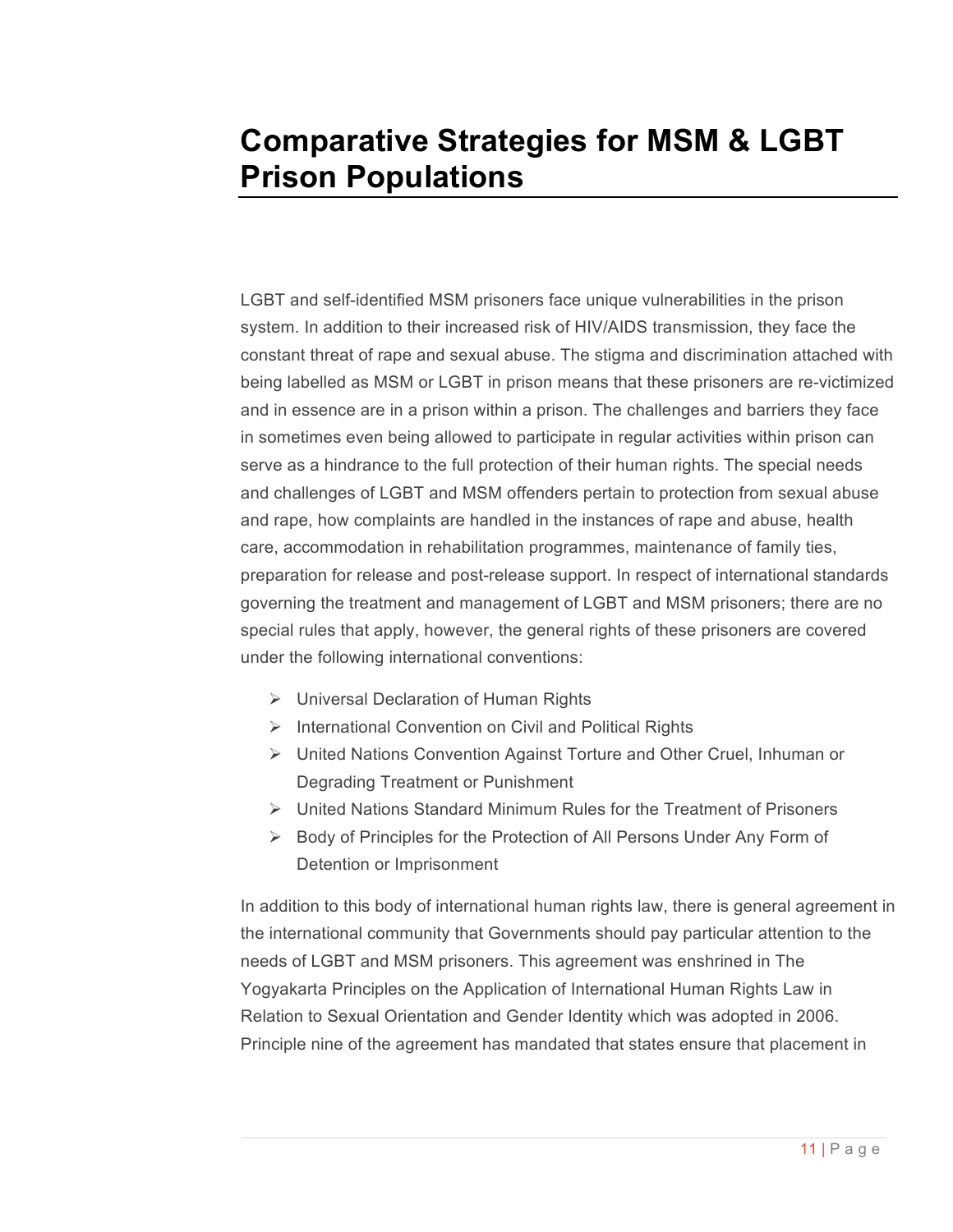# Comparative Strategies for MSM & LGBT Prison Populations

LGBT and self-identified MSM prisoners face unique vulnerabilities in the prison system. In addition to their increased risk of HIV/AIDS transmission, they face the constant threat of rape and sexual abuse. The stigma and discrimination attached with being labelled as MSM or LGBT in prison means that these prisoners are re-victimized and in essence are in a prison within a prison. The challenges and barriers they face in sometimes even being allowed to participate in regular activities within prison can serve as a hindrance to the full protection of their human rights. The special needs and challenges of LGBT and MSM offenders pertain to protection from sexual abuse and rape, how complaints are handled in the instances of rape and abuse, health care, accommodation in rehabilitation programmes, maintenance of family ties, preparation for release and post-release support. In respect of international standards governing the treatment and management of LGBT and MSM prisoners; there are no special rules that apply, however, the general rights of these prisoners are covered under the following international conventions:

- Universal Declaration of Human Rights
- International Convention on Civil and Political Rights
- United Nations Convention Against Torture and Other Cruel, Inhuman or Degrading Treatment or Punishment
- United Nations Standard Minimum Rules for the Treatment of Prisoners
- Body of Principles for the Protection of All Persons Under Any Form of Detention or Imprisonment

In addition to this body of international human rights law, there is general agreement in the international community that Governments should pay particular attention to the needs of LGBT and MSM prisoners. This agreement was enshrined in The Yogyakarta Principles on the Application of International Human Rights Law in Relation to Sexual Orientation and Gender Identity which was adopted in 2006. Principle nine of the agreement has mandated that states ensure that placement in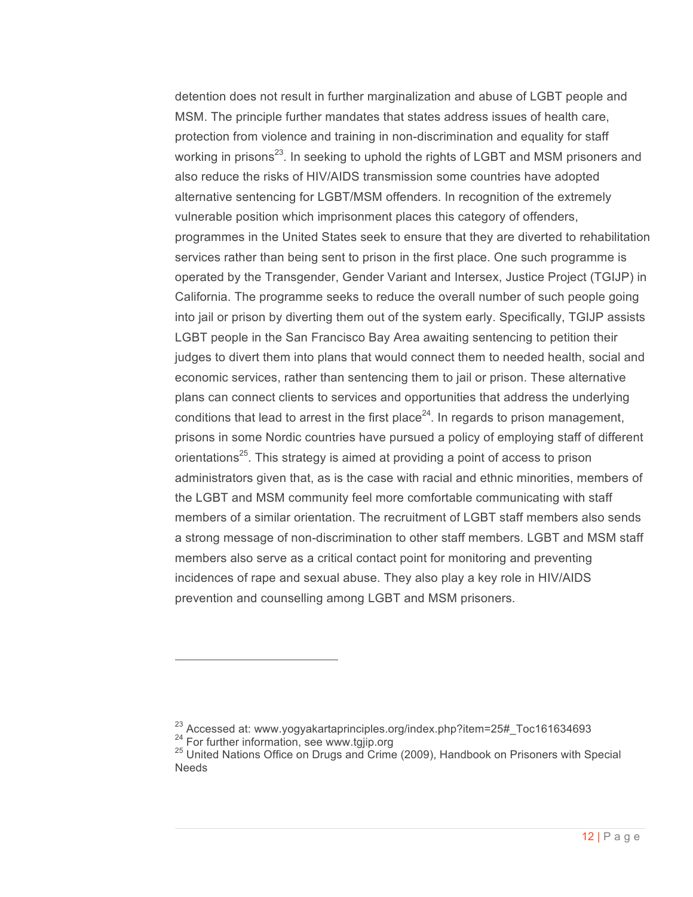detention does not result in further marginalization and abuse of LGBT people and MSM. The principle further mandates that states address issues of health care, protection from violence and training in non-discrimination and equality for staff working in prisons[23]. In seeking to uphold the rights of LGBT and MSM prisoners and also reduce the risks of HIV/AIDS transmission some countries have adopted alternative sentencing for LGBT/MSM offenders. In recognition of the extremely vulnerable position which imprisonment places this category of offenders, programmes in the United States seek to ensure that they are diverted to rehabilitation services rather than being sent to prison in the first place. One such programme is operated by the Transgender, Gender Variant and Intersex, Justice Project (TGIJP) in California. The programme seeks to reduce the overall number of such people going into jail or prison by diverting them out of the system early. Specifically, TGIJP assists LGBT people in the San Francisco Bay Area awaiting sentencing to petition their judges to divert them into plans that would connect them to needed health, social and economic services, rather than sentencing them to jail or prison. These alternative plans can connect clients to services and opportunities that address the underlying conditions that lead to arrest in the first place[24]. In regards to prison management, prisons in some Nordic countries have pursued a policy of employing staff of different orientations[25]. This strategy is aimed at providing a point of access to prison administrators given that, as is the case with racial and ethnic minorities, members of the LGBT and MSM community feel more comfortable communicating with staff members of a similar orientation. The recruitment of LGBT staff members also sends a strong message of non-discrimination to other staff members. LGBT and MSM staff members also serve as a critical contact point for monitoring and preventing incidences of rape and sexual abuse. They also play a key role in HIV/AIDS prevention and counselling among LGBT and MSM prisoners.

---

[23] Accessed at: www.yogyakartaprinciples.org/index.php?item=25#_Toc161634693
[24] For further information, see www.tgjip.org
[25] United Nations Office on Drugs and Crime (2009), Handbook on Prisoners with Special Needs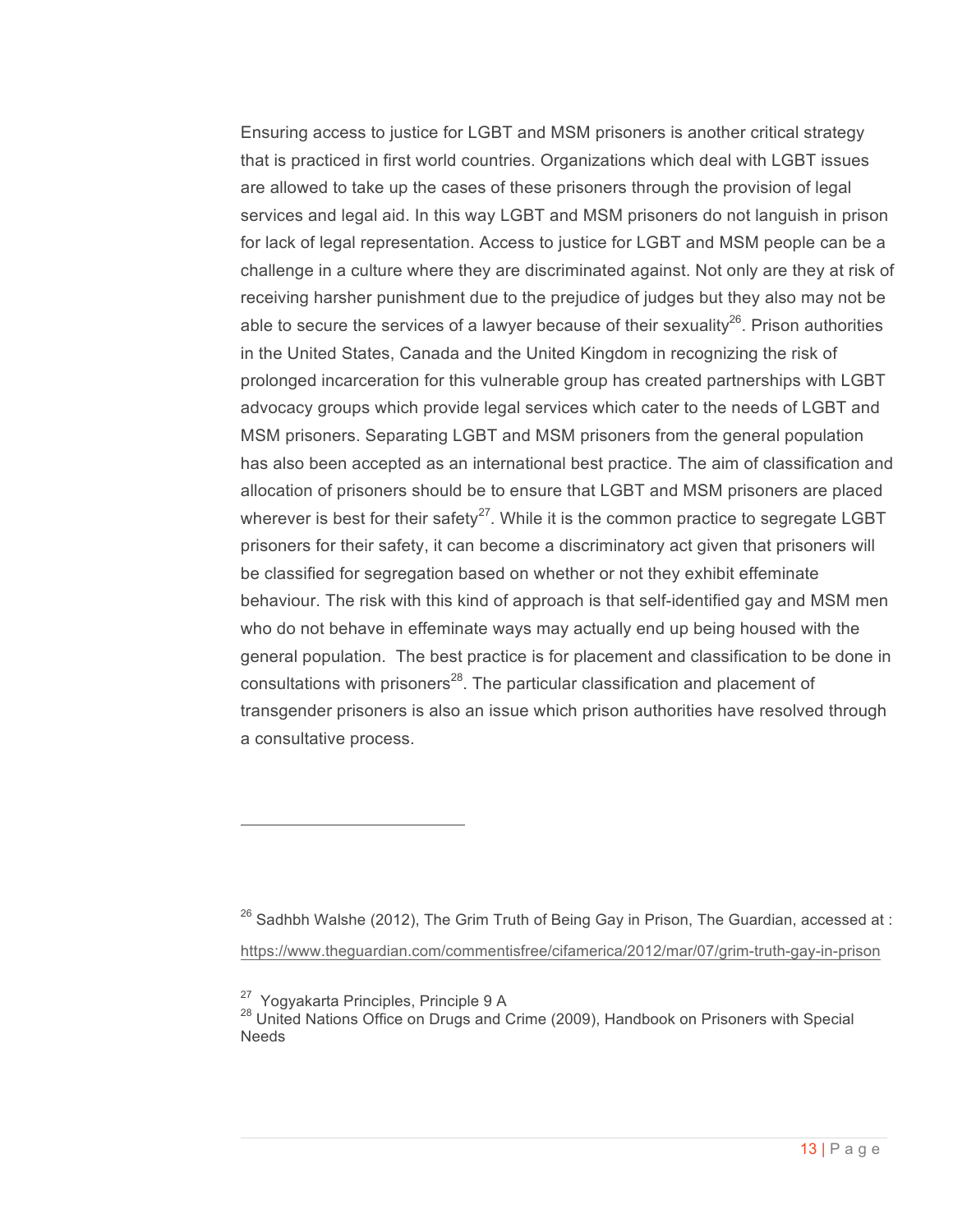Ensuring access to justice for LGBT and MSM prisoners is another critical strategy that is practiced in first world countries. Organizations which deal with LGBT issues are allowed to take up the cases of these prisoners through the provision of legal services and legal aid. In this way LGBT and MSM prisoners do not languish in prison for lack of legal representation. Access to justice for LGBT and MSM people can be a challenge in a culture where they are discriminated against. Not only are they at risk of receiving harsher punishment due to the prejudice of judges but they also may not be able to secure the services of a lawyer because of their sexuality[26]. Prison authorities in the United States, Canada and the United Kingdom in recognizing the risk of prolonged incarceration for this vulnerable group has created partnerships with LGBT advocacy groups which provide legal services which cater to the needs of LGBT and MSM prisoners. Separating LGBT and MSM prisoners from the general population has also been accepted as an international best practice. The aim of classification and allocation of prisoners should be to ensure that LGBT and MSM prisoners are placed wherever is best for their safety[27]. While it is the common practice to segregate LGBT prisoners for their safety, it can become a discriminatory act given that prisoners will be classified for segregation based on whether or not they exhibit effeminate behaviour. The risk with this kind of approach is that self-identified gay and MSM men who do not behave in effeminate ways may actually end up being housed with the general population. The best practice is for placement and classification to be done in consultations with prisoners[28]. The particular classification and placement of transgender prisoners is also an issue which prison authorities have resolved through a consultative process.

---

[26] Sadhbh Walshe (2012), The Grim Truth of Being Gay in Prison, The Guardian, accessed at : https://www.theguardian.com/commentisfree/cifamerica/2012/mar/07/grim-truth-gay-in-prison

[27] Yogyakarta Principles, Principle 9 A

[28] United Nations Office on Drugs and Crime (2009), Handbook on Prisoners with Special Needs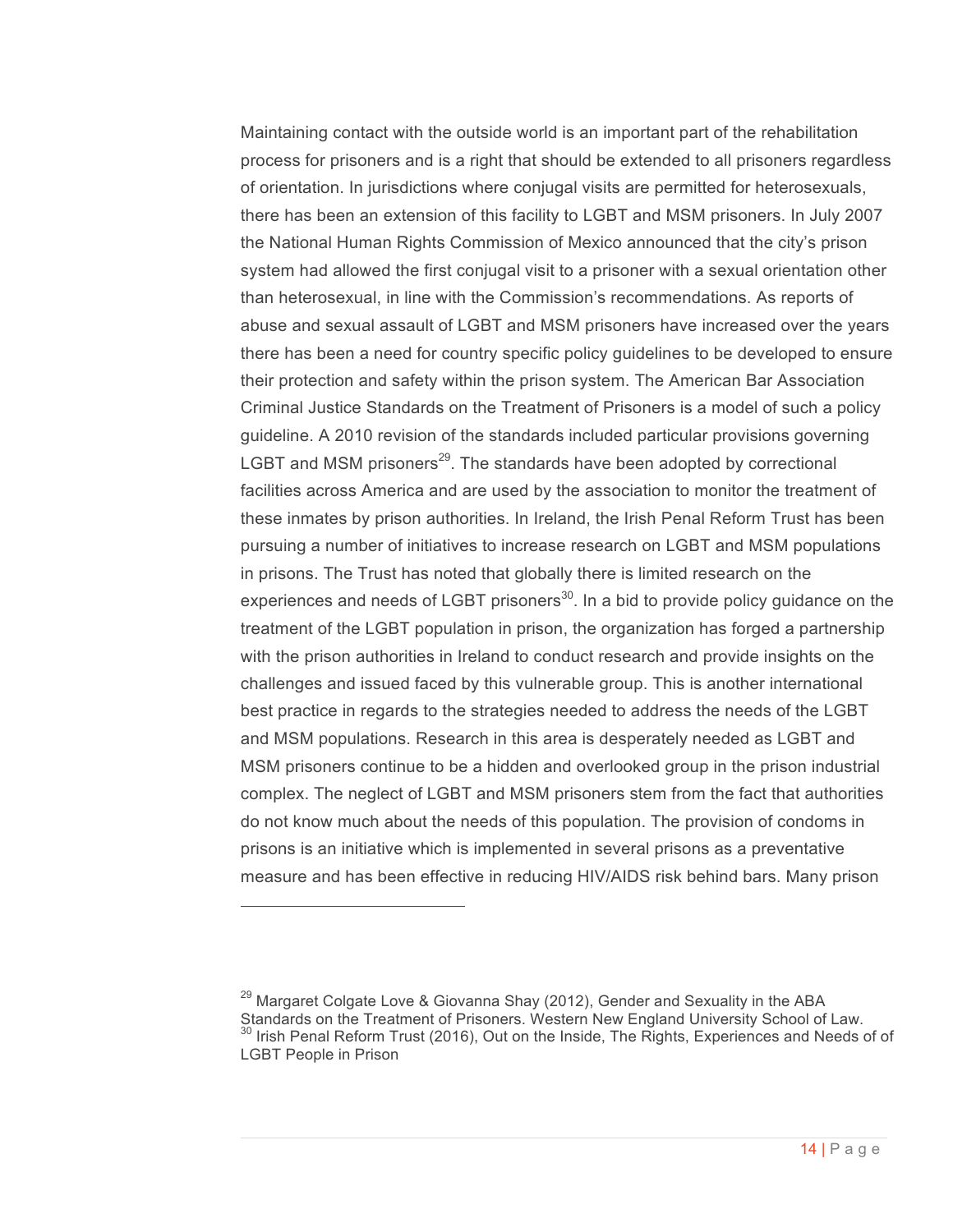Maintaining contact with the outside world is an important part of the rehabilitation process for prisoners and is a right that should be extended to all prisoners regardless of orientation. In jurisdictions where conjugal visits are permitted for heterosexuals, there has been an extension of this facility to LGBT and MSM prisoners. In July 2007 the National Human Rights Commission of Mexico announced that the city's prison system had allowed the first conjugal visit to a prisoner with a sexual orientation other than heterosexual, in line with the Commission's recommendations. As reports of abuse and sexual assault of LGBT and MSM prisoners have increased over the years there has been a need for country specific policy guidelines to be developed to ensure their protection and safety within the prison system. The American Bar Association Criminal Justice Standards on the Treatment of Prisoners is a model of such a policy guideline. A 2010 revision of the standards included particular provisions governing LGBT and MSM prisoners[29]. The standards have been adopted by correctional facilities across America and are used by the association to monitor the treatment of these inmates by prison authorities. In Ireland, the Irish Penal Reform Trust has been pursuing a number of initiatives to increase research on LGBT and MSM populations in prisons. The Trust has noted that globally there is limited research on the experiences and needs of LGBT prisoners[30]. In a bid to provide policy guidance on the treatment of the LGBT population in prison, the organization has forged a partnership with the prison authorities in Ireland to conduct research and provide insights on the challenges and issued faced by this vulnerable group. This is another international best practice in regards to the strategies needed to address the needs of the LGBT and MSM populations. Research in this area is desperately needed as LGBT and MSM prisoners continue to be a hidden and overlooked group in the prison industrial complex. The neglect of LGBT and MSM prisoners stem from the fact that authorities do not know much about the needs of this population. The provision of condoms in prisons is an initiative which is implemented in several prisons as a preventative measure and has been effective in reducing HIV/AIDS risk behind bars. Many prison

---

[29] Margaret Colgate Love & Giovanna Shay (2012), Gender and Sexuality in the ABA Standards on the Treatment of Prisoners. Western New England University School of Law.

[30] Irish Penal Reform Trust (2016), Out on the Inside, The Rights, Experiences and Needs of of LGBT People in Prison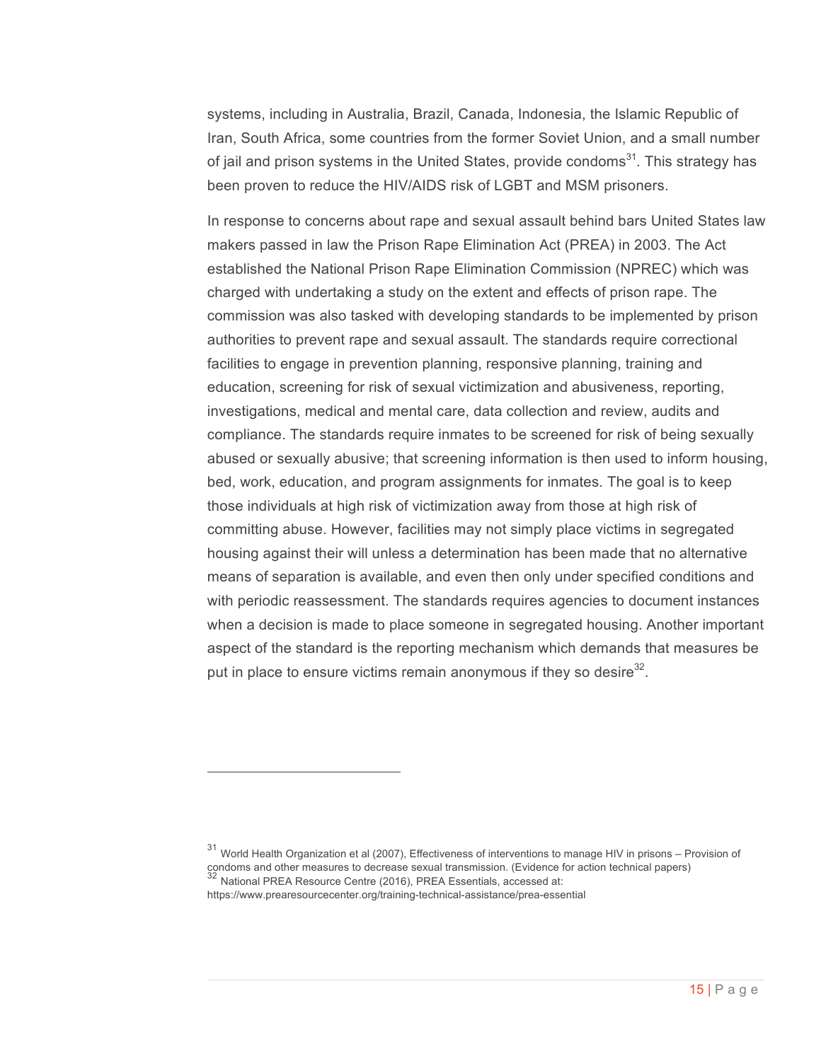systems, including in Australia, Brazil, Canada, Indonesia, the Islamic Republic of Iran, South Africa, some countries from the former Soviet Union, and a small number of jail and prison systems in the United States, provide condoms[31]. This strategy has been proven to reduce the HIV/AIDS risk of LGBT and MSM prisoners.

In response to concerns about rape and sexual assault behind bars United States law makers passed in law the Prison Rape Elimination Act (PREA) in 2003. The Act established the National Prison Rape Elimination Commission (NPREC) which was charged with undertaking a study on the extent and effects of prison rape. The commission was also tasked with developing standards to be implemented by prison authorities to prevent rape and sexual assault. The standards require correctional facilities to engage in prevention planning, responsive planning, training and education, screening for risk of sexual victimization and abusiveness, reporting, investigations, medical and mental care, data collection and review, audits and compliance. The standards require inmates to be screened for risk of being sexually abused or sexually abusive; that screening information is then used to inform housing, bed, work, education, and program assignments for inmates. The goal is to keep those individuals at high risk of victimization away from those at high risk of committing abuse. However, facilities may not simply place victims in segregated housing against their will unless a determination has been made that no alternative means of separation is available, and even then only under specified conditions and with periodic reassessment. The standards requires agencies to document instances when a decision is made to place someone in segregated housing. Another important aspect of the standard is the reporting mechanism which demands that measures be put in place to ensure victims remain anonymous if they so desire[32].

---

[31] World Health Organization et al (2007), Effectiveness of interventions to manage HIV in prisons – Provision of condoms and other measures to decrease sexual transmission. (Evidence for action technical papers)

[32] National PREA Resource Centre (2016), PREA Essentials, accessed at: https://www.prearesourcecenter.org/training-technical-assistance/prea-essential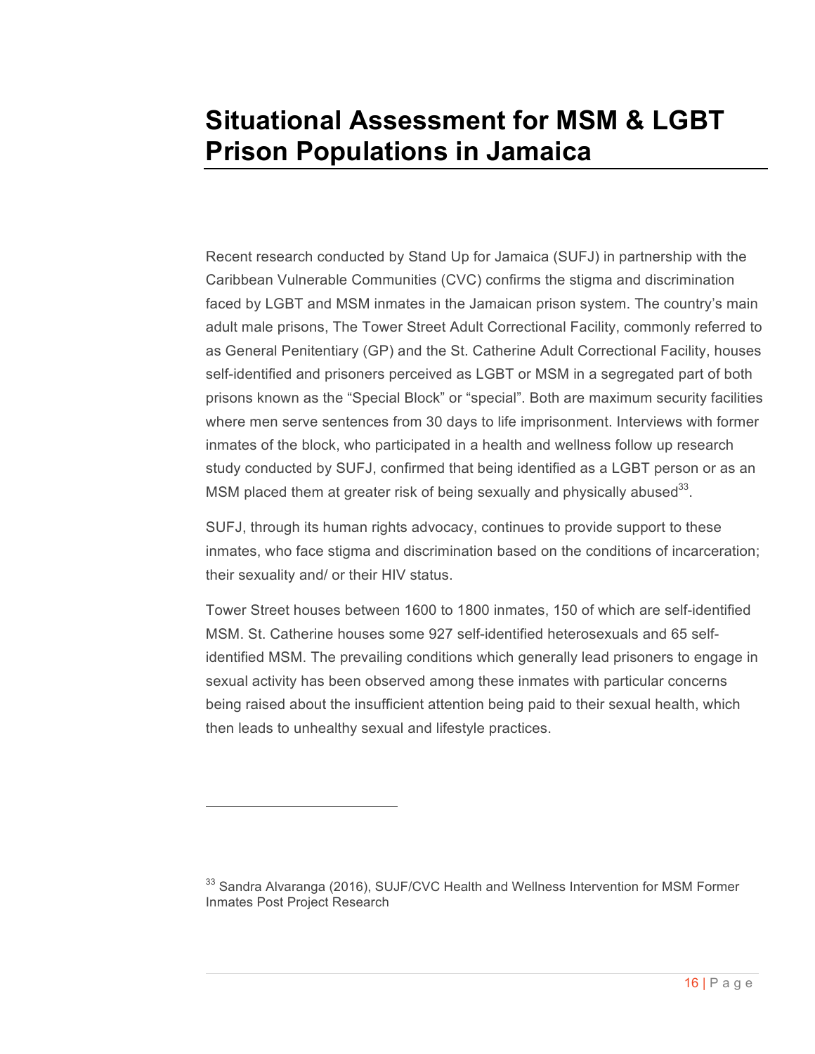# Situational Assessment for MSM & LGBT Prison Populations in Jamaica

Recent research conducted by Stand Up for Jamaica (SUFJ) in partnership with the Caribbean Vulnerable Communities (CVC) confirms the stigma and discrimination faced by LGBT and MSM inmates in the Jamaican prison system. The country's main adult male prisons, The Tower Street Adult Correctional Facility, commonly referred to as General Penitentiary (GP) and the St. Catherine Adult Correctional Facility, houses self-identified and prisoners perceived as LGBT or MSM in a segregated part of both prisons known as the "Special Block" or "special". Both are maximum security facilities where men serve sentences from 30 days to life imprisonment. Interviews with former inmates of the block, who participated in a health and wellness follow up research study conducted by SUFJ, confirmed that being identified as a LGBT person or as an MSM placed them at greater risk of being sexually and physically abused[33].

SUFJ, through its human rights advocacy, continues to provide support to these inmates, who face stigma and discrimination based on the conditions of incarceration; their sexuality and/ or their HIV status.

Tower Street houses between 1600 to 1800 inmates, 150 of which are self-identified MSM. St. Catherine houses some 927 self-identified heterosexuals and 65 self-identified MSM. The prevailing conditions which generally lead prisoners to engage in sexual activity has been observed among these inmates with particular concerns being raised about the insufficient attention being paid to their sexual health, which then leads to unhealthy sexual and lifestyle practices.

---

[33] Sandra Alvaranga (2016), SUJF/CVC Health and Wellness Intervention for MSM Former Inmates Post Project Research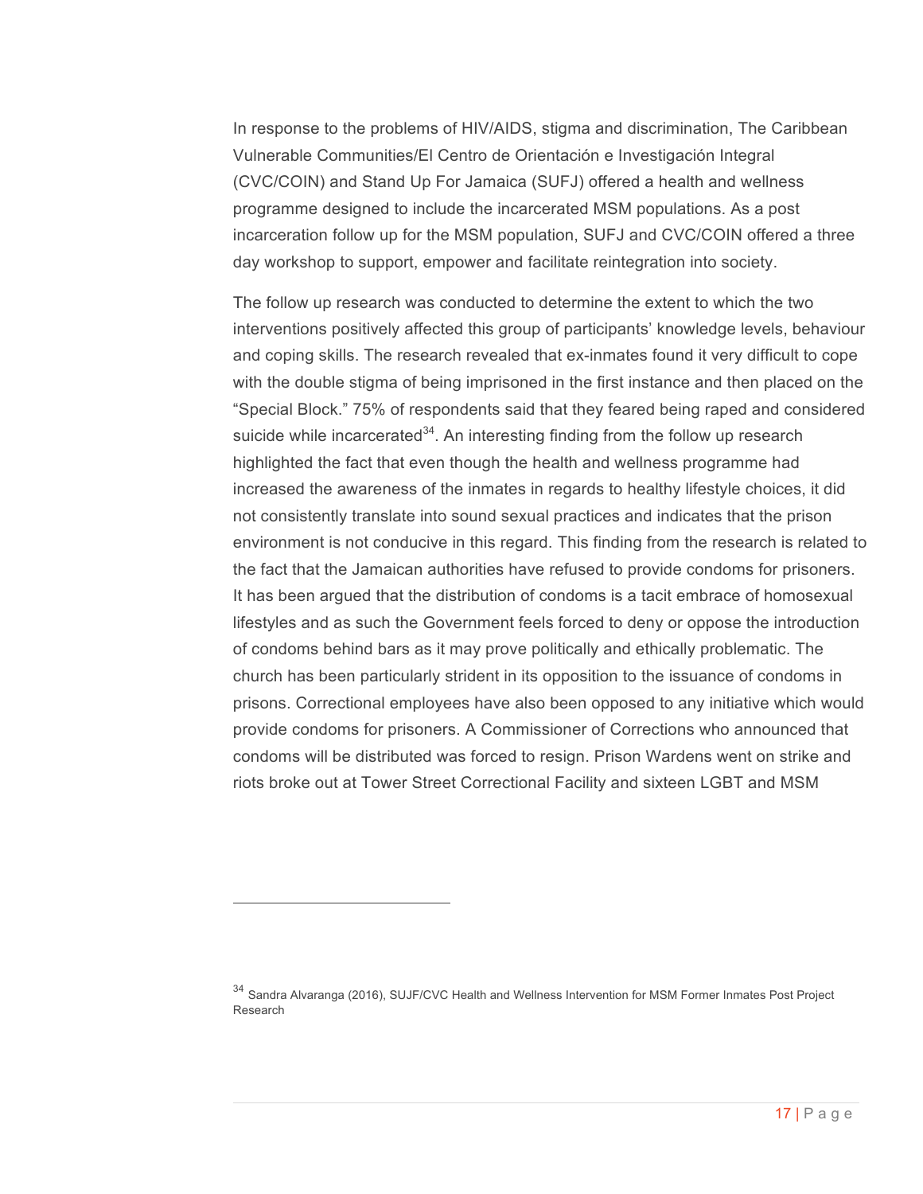In response to the problems of HIV/AIDS, stigma and discrimination, The Caribbean Vulnerable Communities/El Centro de Orientación e Investigación Integral (CVC/COIN) and Stand Up For Jamaica (SUFJ) offered a health and wellness programme designed to include the incarcerated MSM populations. As a post incarceration follow up for the MSM population, SUFJ and CVC/COIN offered a three day workshop to support, empower and facilitate reintegration into society.

The follow up research was conducted to determine the extent to which the two interventions positively affected this group of participants' knowledge levels, behaviour and coping skills. The research revealed that ex-inmates found it very difficult to cope with the double stigma of being imprisoned in the first instance and then placed on the "Special Block." 75% of respondents said that they feared being raped and considered suicide while incarcerated[34]. An interesting finding from the follow up research highlighted the fact that even though the health and wellness programme had increased the awareness of the inmates in regards to healthy lifestyle choices, it did not consistently translate into sound sexual practices and indicates that the prison environment is not conducive in this regard. This finding from the research is related to the fact that the Jamaican authorities have refused to provide condoms for prisoners. It has been argued that the distribution of condoms is a tacit embrace of homosexual lifestyles and as such the Government feels forced to deny or oppose the introduction of condoms behind bars as it may prove politically and ethically problematic. The church has been particularly strident in its opposition to the issuance of condoms in prisons. Correctional employees have also been opposed to any initiative which would provide condoms for prisoners. A Commissioner of Corrections who announced that condoms will be distributed was forced to resign. Prison Wardens went on strike and riots broke out at Tower Street Correctional Facility and sixteen LGBT and MSM

---

[34] Sandra Alvaranga (2016), SUJF/CVC Health and Wellness Intervention for MSM Former Inmates Post Project Research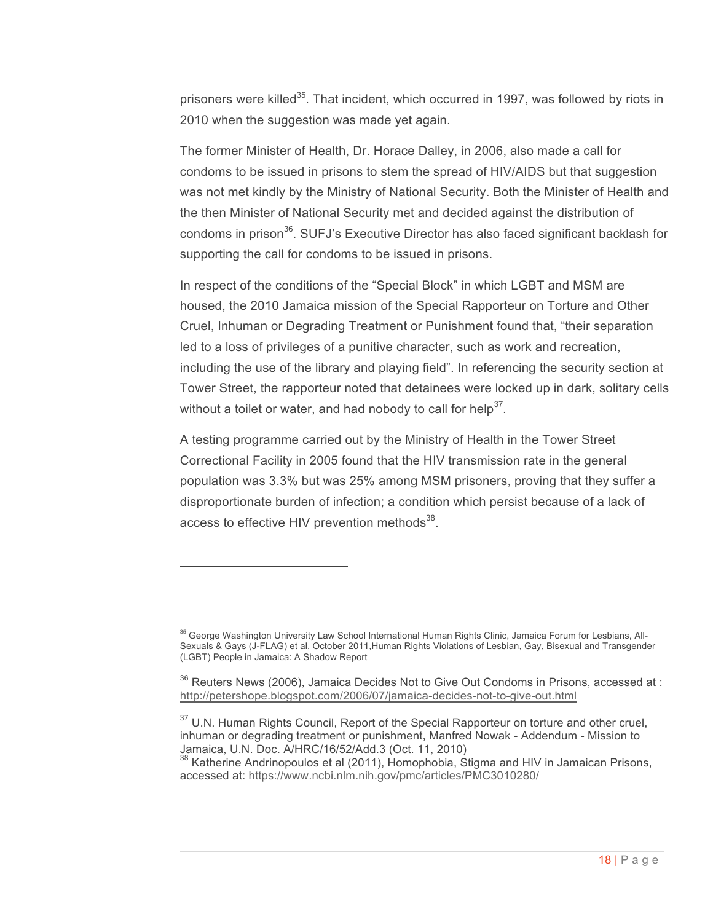prisoners were killed[35]. That incident, which occurred in 1997, was followed by riots in 2010 when the suggestion was made yet again.

The former Minister of Health, Dr. Horace Dalley, in 2006, also made a call for condoms to be issued in prisons to stem the spread of HIV/AIDS but that suggestion was not met kindly by the Ministry of National Security. Both the Minister of Health and the then Minister of National Security met and decided against the distribution of condoms in prison[36]. SUFJ's Executive Director has also faced significant backlash for supporting the call for condoms to be issued in prisons.

In respect of the conditions of the "Special Block" in which LGBT and MSM are housed, the 2010 Jamaica mission of the Special Rapporteur on Torture and Other Cruel, Inhuman or Degrading Treatment or Punishment found that, "their separation led to a loss of privileges of a punitive character, such as work and recreation, including the use of the library and playing field". In referencing the security section at Tower Street, the rapporteur noted that detainees were locked up in dark, solitary cells without a toilet or water, and had nobody to call for help[37].

A testing programme carried out by the Ministry of Health in the Tower Street Correctional Facility in 2005 found that the HIV transmission rate in the general population was 3.3% but was 25% among MSM prisoners, proving that they suffer a disproportionate burden of infection; a condition which persist because of a lack of access to effective HIV prevention methods[38].

---

[35] George Washington University Law School International Human Rights Clinic, Jamaica Forum for Lesbians, All-Sexuals & Gays (J-FLAG) et al, October 2011,Human Rights Violations of Lesbian, Gay, Bisexual and Transgender (LGBT) People in Jamaica: A Shadow Report

[36] Reuters News (2006), Jamaica Decides Not to Give Out Condoms in Prisons, accessed at : http://petershope.blogspot.com/2006/07/jamaica-decides-not-to-give-out.html

[37] U.N. Human Rights Council, Report of the Special Rapporteur on torture and other cruel, inhuman or degrading treatment or punishment, Manfred Nowak - Addendum - Mission to Jamaica, U.N. Doc. A/HRC/16/52/Add.3 (Oct. 11, 2010)

[38] Katherine Andrinopoulos et al (2011), Homophobia, Stigma and HIV in Jamaican Prisons, accessed at: https://www.ncbi.nlm.nih.gov/pmc/articles/PMC3010280/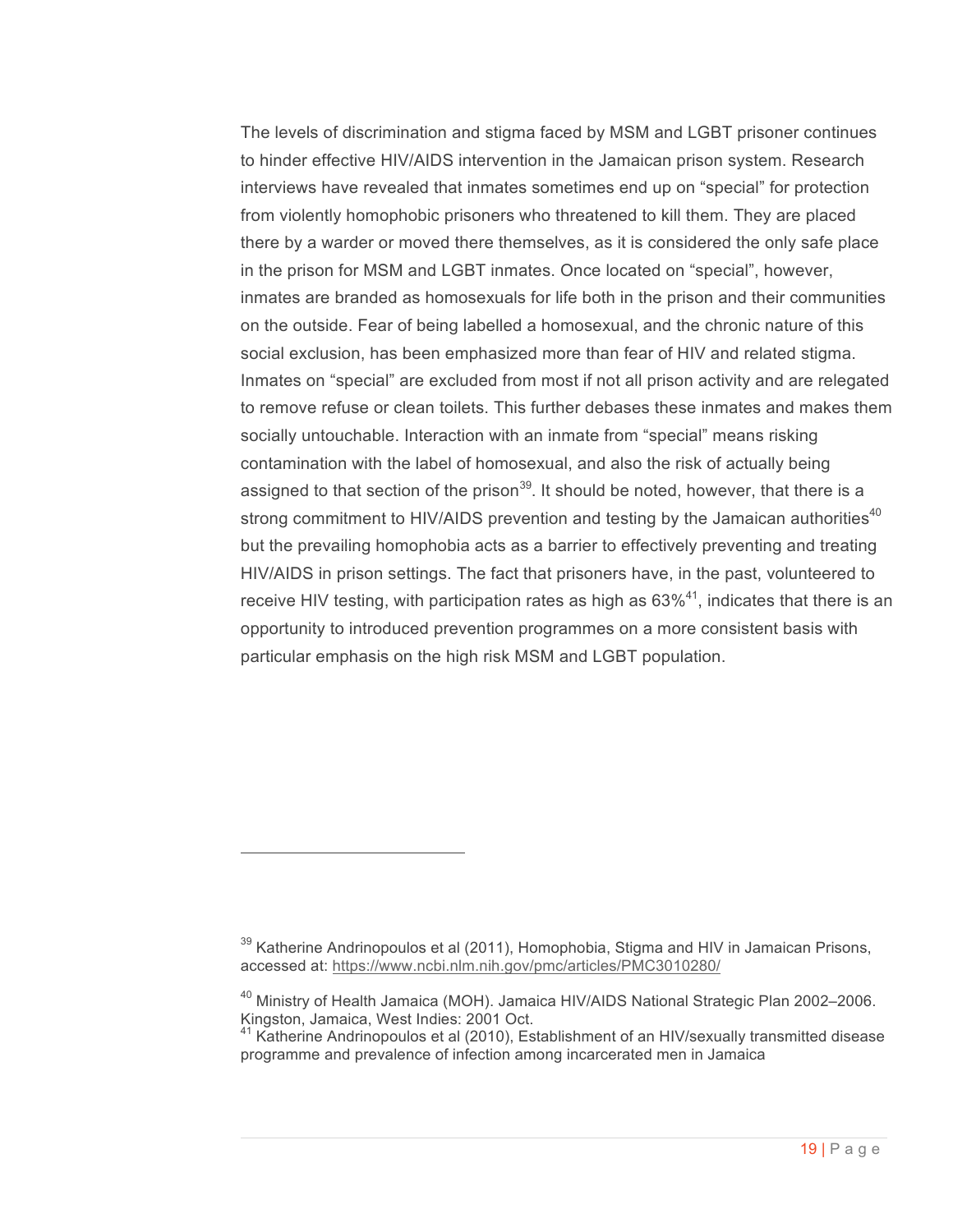The levels of discrimination and stigma faced by MSM and LGBT prisoner continues to hinder effective HIV/AIDS intervention in the Jamaican prison system. Research interviews have revealed that inmates sometimes end up on “special” for protection from violently homophobic prisoners who threatened to kill them. They are placed there by a warder or moved there themselves, as it is considered the only safe place in the prison for MSM and LGBT inmates. Once located on “special”, however, inmates are branded as homosexuals for life both in the prison and their communities on the outside. Fear of being labelled a homosexual, and the chronic nature of this social exclusion, has been emphasized more than fear of HIV and related stigma. Inmates on “special” are excluded from most if not all prison activity and are relegated to remove refuse or clean toilets. This further debases these inmates and makes them socially untouchable. Interaction with an inmate from “special” means risking contamination with the label of homosexual, and also the risk of actually being assigned to that section of the prison[39]. It should be noted, however, that there is a strong commitment to HIV/AIDS prevention and testing by the Jamaican authorities[40] but the prevailing homophobia acts as a barrier to effectively preventing and treating HIV/AIDS in prison settings. The fact that prisoners have, in the past, volunteered to receive HIV testing, with participation rates as high as 63%[41], indicates that there is an opportunity to introduced prevention programmes on a more consistent basis with particular emphasis on the high risk MSM and LGBT population.

---

[39] Katherine Andrinopoulos et al (2011), Homophobia, Stigma and HIV in Jamaican Prisons, accessed at: https://www.ncbi.nlm.nih.gov/pmc/articles/PMC3010280/

[40] Ministry of Health Jamaica (MOH). Jamaica HIV/AIDS National Strategic Plan 2002–2006. Kingston, Jamaica, West Indies: 2001 Oct.

[41] Katherine Andrinopoulos et al (2010), Establishment of an HIV/sexually transmitted disease programme and prevalence of infection among incarcerated men in Jamaica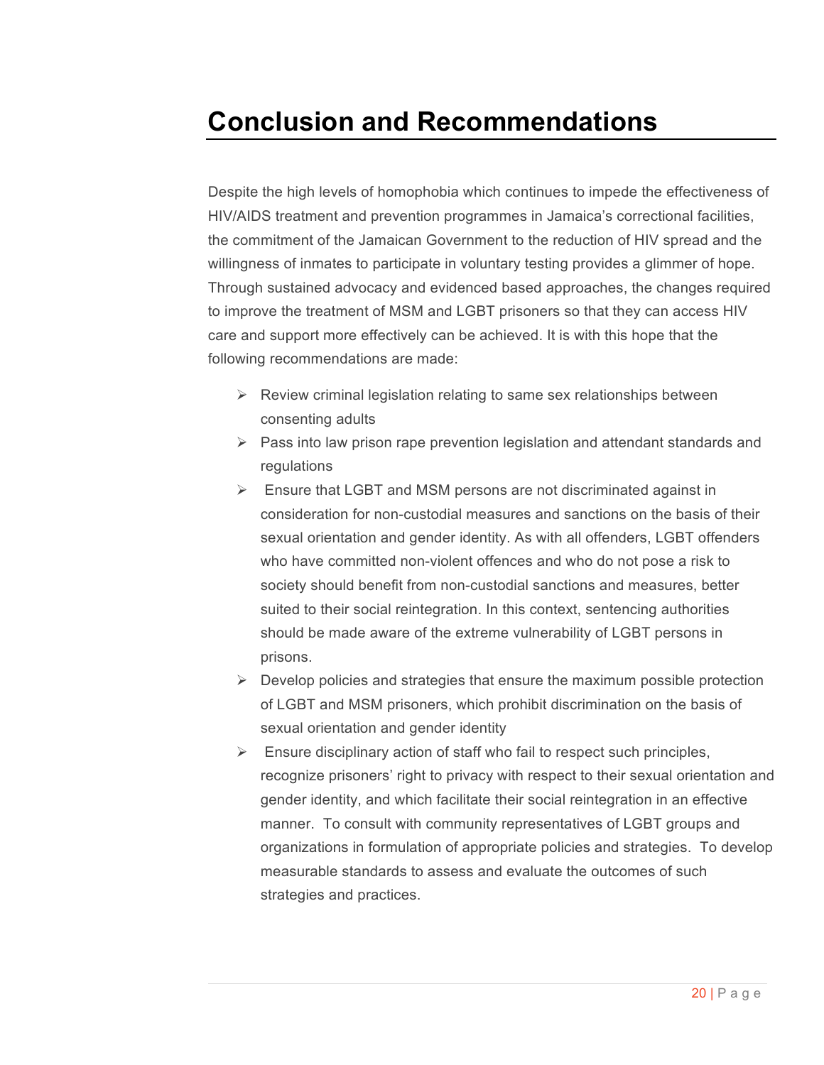# Conclusion and Recommendations

Despite the high levels of homophobia which continues to impede the effectiveness of HIV/AIDS treatment and prevention programmes in Jamaica's correctional facilities, the commitment of the Jamaican Government to the reduction of HIV spread and the willingness of inmates to participate in voluntary testing provides a glimmer of hope. Through sustained advocacy and evidenced based approaches, the changes required to improve the treatment of MSM and LGBT prisoners so that they can access HIV care and support more effectively can be achieved. It is with this hope that the following recommendations are made:

- Review criminal legislation relating to same sex relationships between consenting adults
- Pass into law prison rape prevention legislation and attendant standards and regulations
- Ensure that LGBT and MSM persons are not discriminated against in consideration for non-custodial measures and sanctions on the basis of their sexual orientation and gender identity. As with all offenders, LGBT offenders who have committed non-violent offences and who do not pose a risk to society should benefit from non-custodial sanctions and measures, better suited to their social reintegration. In this context, sentencing authorities should be made aware of the extreme vulnerability of LGBT persons in prisons.
- Develop policies and strategies that ensure the maximum possible protection of LGBT and MSM prisoners, which prohibit discrimination on the basis of sexual orientation and gender identity
- Ensure disciplinary action of staff who fail to respect such principles, recognize prisoners' right to privacy with respect to their sexual orientation and gender identity, and which facilitate their social reintegration in an effective manner. To consult with community representatives of LGBT groups and organizations in formulation of appropriate policies and strategies. To develop measurable standards to assess and evaluate the outcomes of such strategies and practices.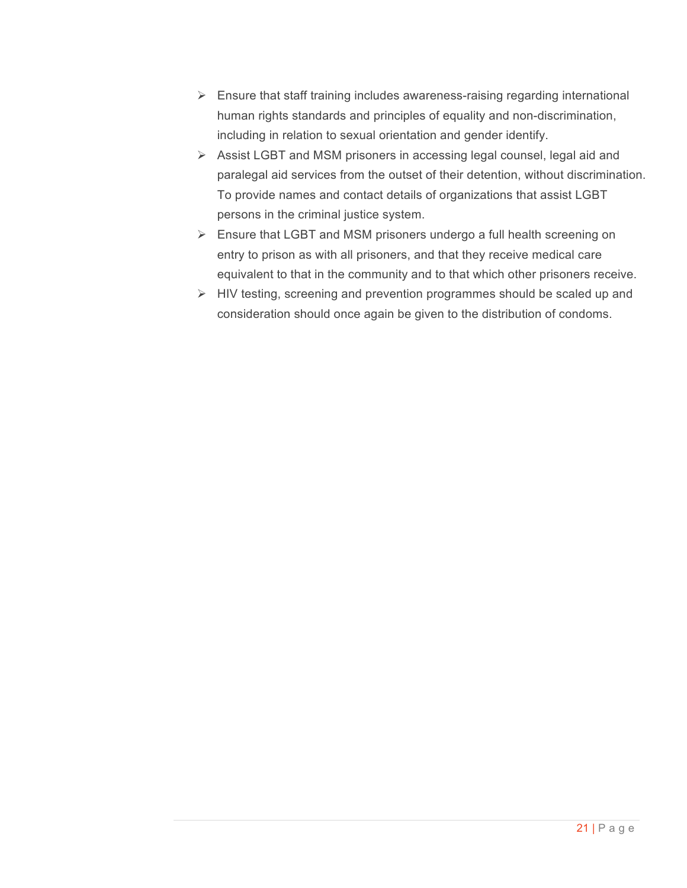- Ensure that staff training includes awareness-raising regarding international human rights standards and principles of equality and non-discrimination, including in relation to sexual orientation and gender identify.
- Assist LGBT and MSM prisoners in accessing legal counsel, legal aid and paralegal aid services from the outset of their detention, without discrimination. To provide names and contact details of organizations that assist LGBT persons in the criminal justice system.
- Ensure that LGBT and MSM prisoners undergo a full health screening on entry to prison as with all prisoners, and that they receive medical care equivalent to that in the community and to that which other prisoners receive.
- HIV testing, screening and prevention programmes should be scaled up and consideration should once again be given to the distribution of condoms.